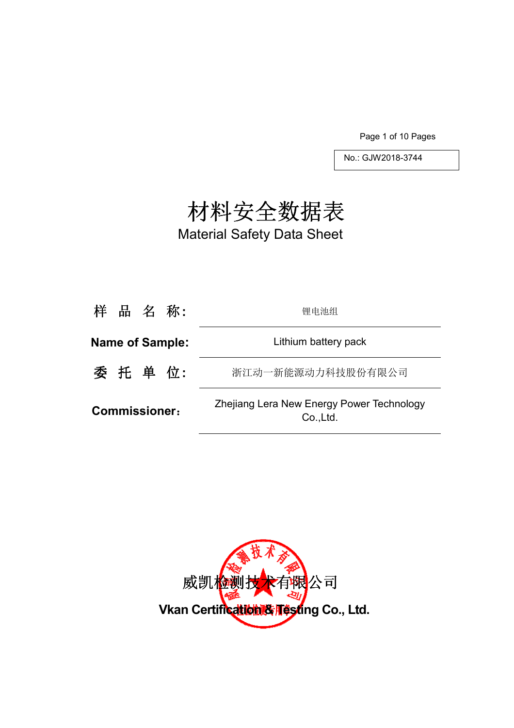No.: GJW2018-3744

# 材料安全数据表
# Material Safety Data Sheet

| | |
|---|---|
| 样 品 名 称: | 锂电池组 |
| **Name of Sample:** | Lithium battery pack |
| 委 托 单 位: | 浙江动一新能源动力科技股份有限公司 |
| **Commissioner:** | Zhejiang Lera New Energy Power Technology Co.,Ltd. |

威凯检测技术有限公司

**Vkan Certification & Testing Co., Ltd.**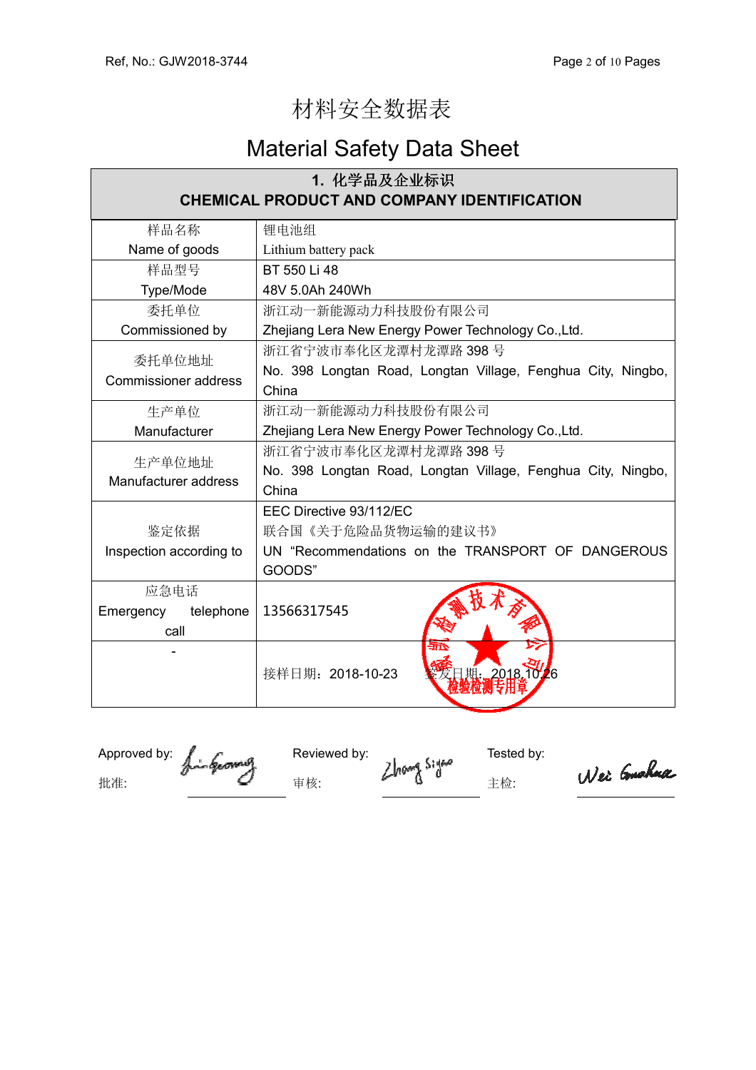# 材料安全数据表

# Material Safety Data Sheet

| 1. 化学品及企业标识<br>CHEMICAL PRODUCT AND COMPANY IDENTIFICATION | |
|---|---|
| 样品名称<br>Name of goods | 锂电池组<br>Lithium battery pack |
| 样品型号<br>Type/Mode | BT 550 Li 48<br>48V 5.0Ah 240Wh |
| 委托单位<br>Commissioned by | 浙江动一新能源动力科技股份有限公司<br>Zhejiang Lera New Energy Power Technology Co.,Ltd. |
| 委托单位地址<br>Commissioner address | 浙江省宁波市奉化区龙潭村龙潭路 398 号<br>No. 398 Longtan Road, Longtan Village, Fenghua City, Ningbo, China |
| 生产单位<br>Manufacturer | 浙江动一新能源动力科技股份有限公司<br>Zhejiang Lera New Energy Power Technology Co.,Ltd. |
| 生产单位地址<br>Manufacturer address | 浙江省宁波市奉化区龙潭村龙潭路 398 号<br>No. 398 Longtan Road, Longtan Village, Fenghua City, Ningbo, China |
| 鉴定依据<br>Inspection according to | EEC Directive 93/112/EC<br>联合国《关于危险品货物运输的建议书》<br>UN "Recommendations on the TRANSPORT OF DANGEROUS GOODS" |
| 应急电话<br>Emergency telephone call | 13566317545 |
| - | 接样日期：2018-10-23 签发日期：2018.10.26 |

Approved by: 批准:

Reviewed by: 审核:

Tested by: 主检: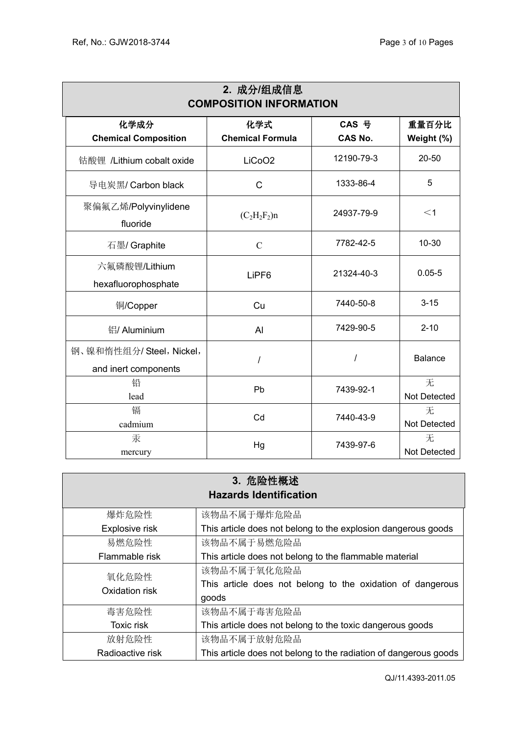## 2. 成分/组成信息 COMPOSITION INFORMATION

| 化学成分 Chemical Composition | 化学式 Chemical Formula | CAS 号 CAS No. | 重量百分比 Weight (%) |
|---|---|---|---|
| 钴酸锂 /Lithium cobalt oxide | $LiCoO_2$ | 12190-79-3 | 20-50 |
| 导电炭黑/ Carbon black | C | 1333-86-4 | 5 |
| 聚偏氟乙烯/Polyvinylidene fluoride | $(C_2H_2F_2)n$ | 24937-79-9 | ＜1 |
| 石墨/ Graphite | C | 7782-42-5 | 10-30 |
| 六氟磷酸锂/Lithium hexafluorophosphate | $LiPF_6$ | 21324-40-3 | 0.05-5 |
| 铜/Copper | Cu | 7440-50-8 | 3-15 |
| 铝/ Aluminium | Al | 7429-90-5 | 2-10 |
| 钢、镍和惰性组分/ Steel，Nickel，and inert components | / | / | Balance |
| 铅 lead | Pb | 7439-92-1 | 无 Not Detected |
| 镉 cadmium | Cd | 7440-43-9 | 无 Not Detected |
| 汞 mercury | Hg | 7439-97-6 | 无 Not Detected |

## 3. 危险性概述 Hazards Identification

| | |
|---|---|
| 爆炸危险性 Explosive risk | 该物品不属于爆炸危险品 This article does not belong to the explosion dangerous goods |
| 易燃危险性 Flammable risk | 该物品不属于易燃危险品 This article does not belong to the flammable material |
| 氧化危险性 Oxidation risk | 该物品不属于氧化危险品 This article does not belong to the oxidation of dangerous goods |
| 毒害危险性 Toxic risk | 该物品不属于毒害危险品 This article does not belong to the toxic dangerous goods |
| 放射危险性 Radioactive risk | 该物品不属于放射危险品 This article does not belong to the radiation of dangerous goods |

QJ/11.4393-2011.05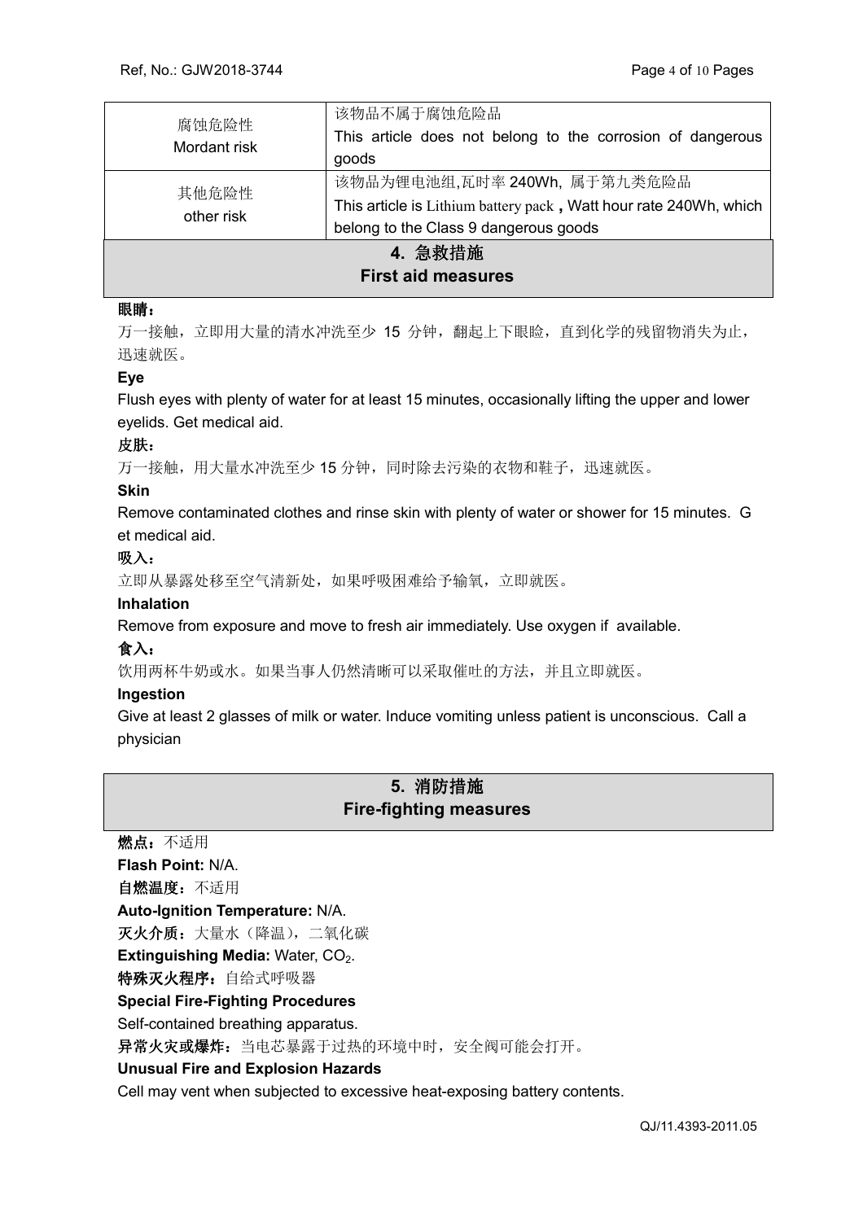| 腐蚀危险性<br>Mordant risk | 该物品不属于腐蚀危险品<br>This article does not belong to the corrosion of dangerous goods |
|---|---|
| 其他危险性<br>other risk | 该物品为锂电池组,瓦时率 240Wh, 属于第九类危险品<br>This article is Lithium battery pack，Watt hour rate 240Wh, which belong to the Class 9 dangerous goods |

## 4. 急救措施 First aid measures

**眼睛：**

万一接触，立即用大量的清水冲洗至少 15 分钟，翻起上下眼睑，直到化学的残留物消失为止，迅速就医。

**Eye**

Flush eyes with plenty of water for at least 15 minutes, occasionally lifting the upper and lower eyelids. Get medical aid.

**皮肤：**

万一接触，用大量水冲洗至少 15 分钟，同时除去污染的衣物和鞋子，迅速就医。

**Skin**

Remove contaminated clothes and rinse skin with plenty of water or shower for 15 minutes. Get medical aid.

**吸入：**

立即从暴露处移至空气清新处，如果呼吸困难给予输氧，立即就医。

**Inhalation**

Remove from exposure and move to fresh air immediately. Use oxygen if available.

**食入：**

饮用两杯牛奶或水。如果当事人仍然清晰可以采取催吐的方法，并且立即就医。

**Ingestion**

Give at least 2 glasses of milk or water. Induce vomiting unless patient is unconscious. Call a physician

## 5. 消防措施 Fire-fighting measures

**燃点：**不适用

**Flash Point:** N/A.

**自燃温度：**不适用

**Auto-Ignition Temperature:** N/A.

**灭火介质：**大量水（降温），二氧化碳

**Extinguishing Media:** Water, $CO_2$.

**特殊灭火程序：**自给式呼吸器

**Special Fire-Fighting Procedures**

Self-contained breathing apparatus.

**异常火灾或爆炸：**当电芯暴露于过热的环境中时，安全阀可能会打开。

**Unusual Fire and Explosion Hazards**

Cell may vent when subjected to excessive heat-exposing battery contents.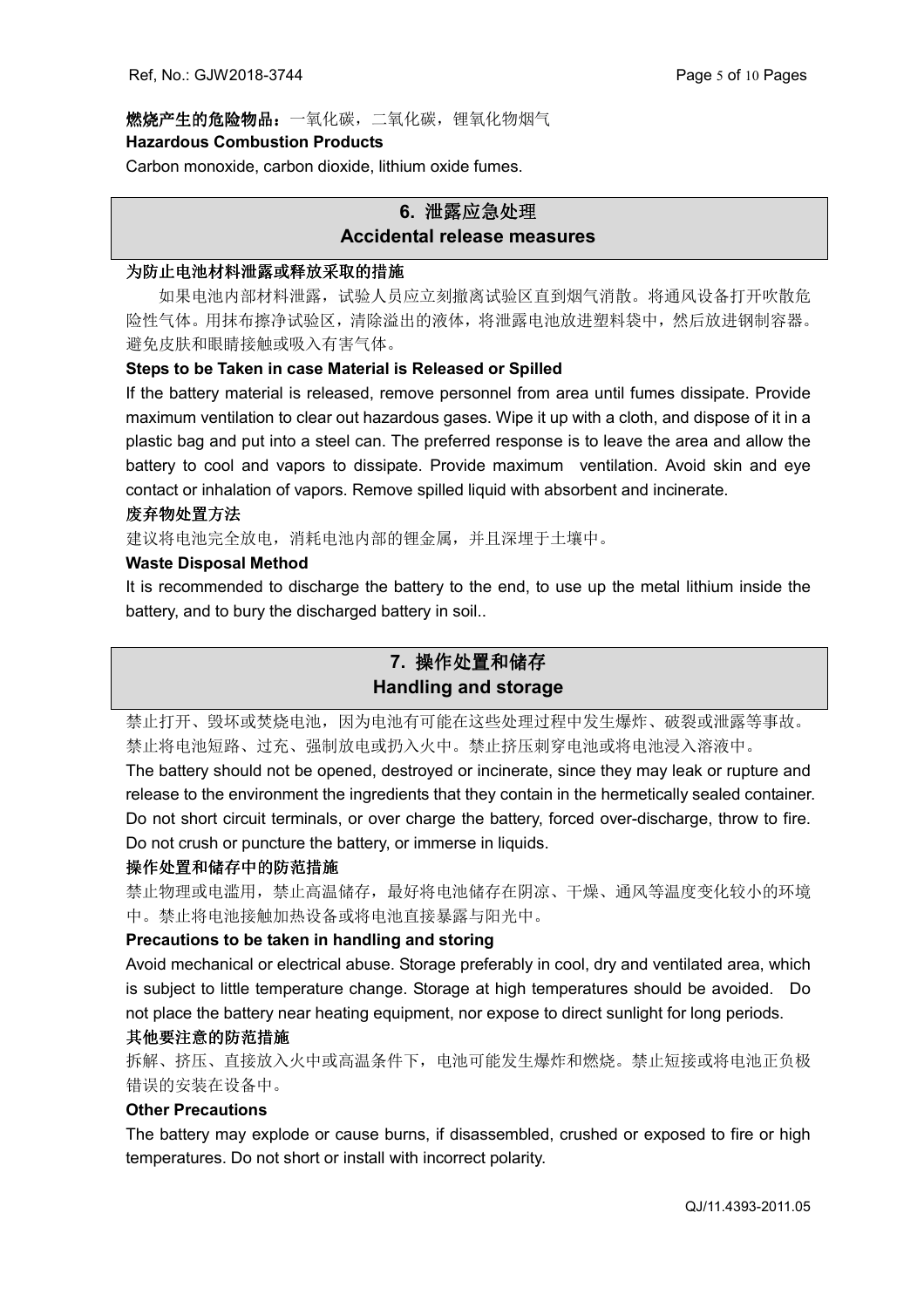**燃烧产生的危险物品：**一氧化碳，二氧化碳，锂氧化物烟气

**Hazardous Combustion Products**

Carbon monoxide, carbon dioxide, lithium oxide fumes.

## 6. 泄露应急处理 Accidental release measures

**为防止电池材料泄露或释放采取的措施**

如果电池内部材料泄露，试验人员应立刻撤离试验区直到烟气消散。将通风设备打开吹散危险性气体。用抹布擦净试验区，清除溢出的液体，将泄露电池放进塑料袋中，然后放进钢制容器。避免皮肤和眼睛接触或吸入有害气体。

**Steps to be Taken in case Material is Released or Spilled**

If the battery material is released, remove personnel from area until fumes dissipate. Provide maximum ventilation to clear out hazardous gases. Wipe it up with a cloth, and dispose of it in a plastic bag and put into a steel can. The preferred response is to leave the area and allow the battery to cool and vapors to dissipate. Provide maximum ventilation. Avoid skin and eye contact or inhalation of vapors. Remove spilled liquid with absorbent and incinerate.

**废弃物处置方法**

建议将电池完全放电，消耗电池内部的锂金属，并且深埋于土壤中。

**Waste Disposal Method**

It is recommended to discharge the battery to the end, to use up the metal lithium inside the battery, and to bury the discharged battery in soil..

## 7. 操作处置和储存 Handling and storage

禁止打开、毁坏或焚烧电池，因为电池有可能在这些处理过程中发生爆炸、破裂或泄露等事故。禁止将电池短路、过充、强制放电或扔入火中。禁止挤压刺穿电池或将电池浸入溶液中。

The battery should not be opened, destroyed or incinerate, since they may leak or rupture and release to the environment the ingredients that they contain in the hermetically sealed container. Do not short circuit terminals, or over charge the battery, forced over-discharge, throw to fire. Do not crush or puncture the battery, or immerse in liquids.

**操作处置和储存中的防范措施**

禁止物理或电滥用，禁止高温储存，最好将电池储存在阴凉、干燥、通风等温度变化较小的环境中。禁止将电池接触加热设备或将电池直接暴露与阳光中。

**Precautions to be taken in handling and storing**

Avoid mechanical or electrical abuse. Storage preferably in cool, dry and ventilated area, which is subject to little temperature change. Storage at high temperatures should be avoided. Do not place the battery near heating equipment, nor expose to direct sunlight for long periods.

**其他要注意的防范措施**

拆解、挤压、直接放入火中或高温条件下，电池可能发生爆炸和燃烧。禁止短接或将电池正负极错误的安装在设备中。

**Other Precautions**

The battery may explode or cause burns, if disassembled, crushed or exposed to fire or high temperatures. Do not short or install with incorrect polarity.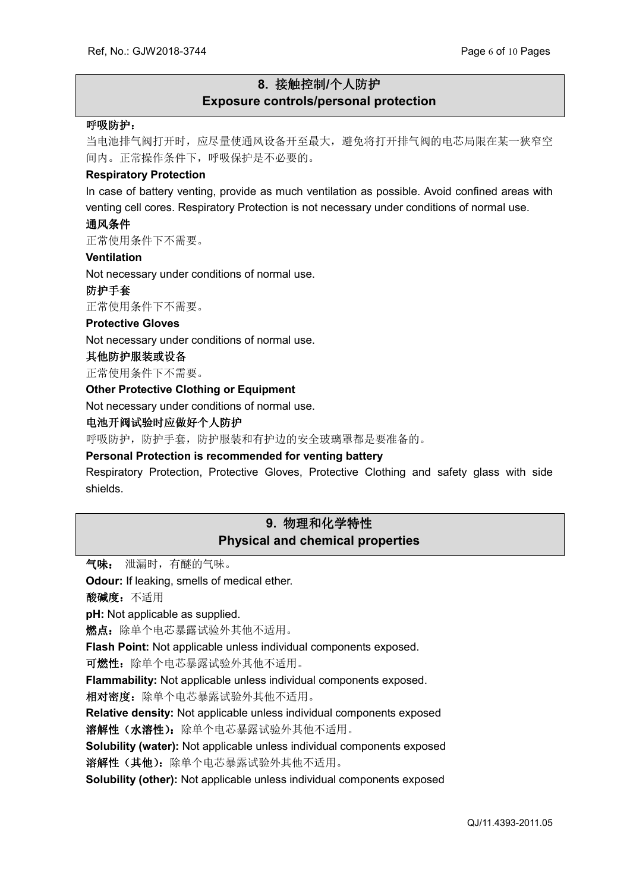## 8. 接触控制/个人防护
## Exposure controls/personal protection

**呼吸防护：**

当电池排气阀打开时，应尽量使通风设备开至最大，避免将打开排气阀的电芯局限在某一狭窄空间内。正常操作条件下，呼吸保护是不必要的。

**Respiratory Protection**

In case of battery venting, provide as much ventilation as possible. Avoid confined areas with venting cell cores. Respiratory Protection is not necessary under conditions of normal use.

**通风条件**

正常使用条件下不需要。

**Ventilation**

Not necessary under conditions of normal use.

**防护手套**

正常使用条件下不需要。

**Protective Gloves**

Not necessary under conditions of normal use.

**其他防护服装或设备**

正常使用条件下不需要。

**Other Protective Clothing or Equipment**

Not necessary under conditions of normal use.

**电池开阀试验时应做好个人防护**

呼吸防护，防护手套，防护服装和有护边的安全玻璃罩都是要准备的。

**Personal Protection is recommended for venting battery**

Respiratory Protection, Protective Gloves, Protective Clothing and safety glass with side shields.

## 9. 物理和化学特性
## Physical and chemical properties

**气味：** 泄漏时，有醚的气味。

**Odour:** If leaking, smells of medical ether.

**酸碱度：** 不适用

**pH:** Not applicable as supplied.

**燃点：** 除单个电芯暴露试验外其他不适用。

**Flash Point:** Not applicable unless individual components exposed.

**可燃性：** 除单个电芯暴露试验外其他不适用。

**Flammability:** Not applicable unless individual components exposed.

**相对密度：** 除单个电芯暴露试验外其他不适用。

**Relative density:** Not applicable unless individual components exposed

**溶解性（水溶性）：** 除单个电芯暴露试验外其他不适用。

**Solubility (water):** Not applicable unless individual components exposed

**溶解性（其他）：** 除单个电芯暴露试验外其他不适用。

**Solubility (other):** Not applicable unless individual components exposed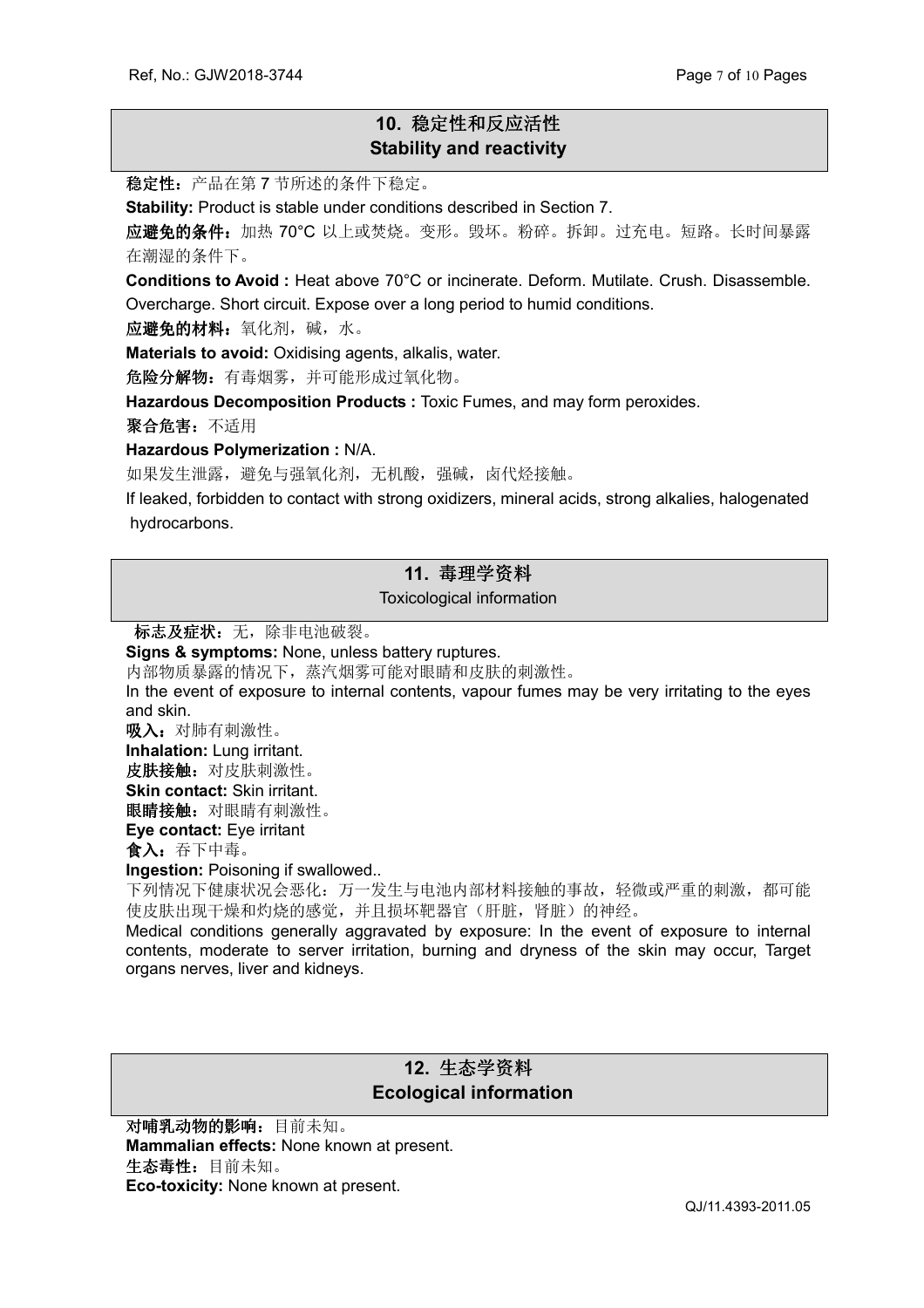## 10. 稳定性和反应活性 Stability and reactivity

**稳定性：**产品在第 7 节所述的条件下稳定。

**Stability:** Product is stable under conditions described in Section 7.

**应避免的条件：**加热 70°C 以上或焚烧。变形。毁坏。粉碎。拆卸。过充电。短路。长时间暴露在潮湿的条件下。

**Conditions to Avoid :** Heat above 70°C or incinerate. Deform. Mutilate. Crush. Disassemble. Overcharge. Short circuit. Expose over a long period to humid conditions.

**应避免的材料：**氧化剂，碱，水。

**Materials to avoid:** Oxidising agents, alkalis, water.

**危险分解物：**有毒烟雾，并可能形成过氧化物。

**Hazardous Decomposition Products :** Toxic Fumes, and may form peroxides.

**聚合危害：**不适用

**Hazardous Polymerization :** N/A.

如果发生泄露，避免与强氧化剂，无机酸，强碱，卤代烃接触。

If leaked, forbidden to contact with strong oxidizers, mineral acids, strong alkalies, halogenated hydrocarbons.

## 11. 毒理学资料 Toxicological information

**标志及症状：**无，除非电池破裂。

**Signs & symptoms:** None, unless battery ruptures.

内部物质暴露的情况下，蒸汽烟雾可能对眼睛和皮肤的刺激性。

In the event of exposure to internal contents, vapour fumes may be very irritating to the eyes and skin.

**吸入：**对肺有刺激性。

**Inhalation:** Lung irritant.

**皮肤接触：**对皮肤刺激性。

**Skin contact:** Skin irritant.

**眼睛接触：**对眼睛有刺激性。

**Eye contact:** Eye irritant

**食入：**吞下中毒。

**Ingestion:** Poisoning if swallowed..

下列情况下健康状况会恶化：万一发生与电池内部材料接触的事故，轻微或严重的刺激，都可能使皮肤出现干燥和灼烧的感觉，并且损坏靶器官（肝脏，肾脏）的神经。

Medical conditions generally aggravated by exposure: In the event of exposure to internal contents, moderate to server irritation, burning and dryness of the skin may occur, Target organs nerves, liver and kidneys.

## 12. 生态学资料 Ecological information

**对哺乳动物的影响：**目前未知。

**Mammalian effects:** None known at present.

**生态毒性：**目前未知。

**Eco-toxicity:** None known at present.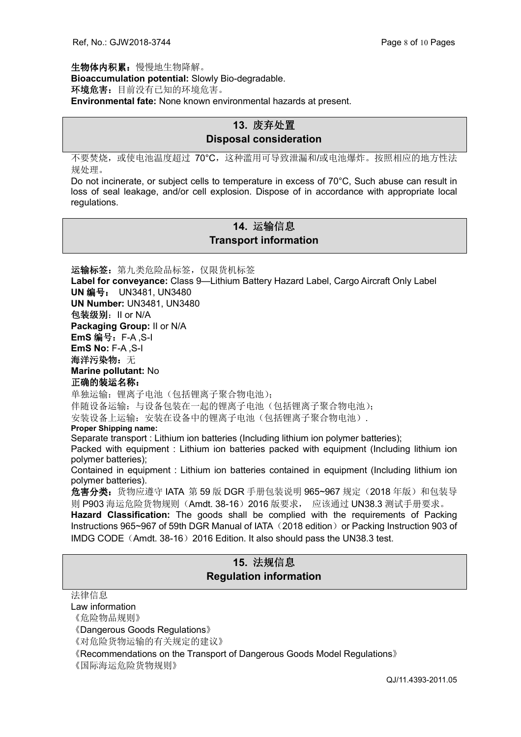**生物体内积累：**慢慢地生物降解。

**Bioaccumulation potential:** Slowly Bio-degradable.

**环境危害：**目前没有已知的环境危害。

**Environmental fate:** None known environmental hazards at present.

## 13. 废弃处置
## Disposal consideration

不要焚烧，或使电池温度超过 70°C，这种滥用可导致泄漏和/或电池爆炸。按照相应的地方性法规处理。

Do not incinerate, or subject cells to temperature in excess of 70°C, Such abuse can result in loss of seal leakage, and/or cell explosion. Dispose of in accordance with appropriate local regulations.

## 14. 运输信息
## Transport information

**运输标签：**第九类危险品标签，仅限货机标签

**Label for conveyance:** Class 9—Lithium Battery Hazard Label, Cargo Aircraft Only Label

**UN 编号：** UN3481, UN3480

**UN Number:** UN3481, UN3480

**包装级别：**II or N/A

**Packaging Group:** II or N/A

**EmS 编号：**F-A ,S-I

**EmS No:** F-A ,S-I

**海洋污染物：**无

**Marine pollutant:** No

**正确的装运名称：**

单独运输：锂离子电池（包括锂离子聚合物电池）；

伴随设备运输：与设备包装在一起的锂离子电池（包括锂离子聚合物电池）；

安装设备上运输：安装在设备中的锂离子电池（包括锂离子聚合物电池）.

**Proper Shipping name:**

Separate transport : Lithium ion batteries (Including lithium ion polymer batteries);

Packed with equipment : Lithium ion batteries packed with equipment (Including lithium ion polymer batteries);

Contained in equipment : Lithium ion batteries contained in equipment (Including lithium ion polymer batteries).

**危害分类：**货物应遵守 IATA 第 59 版 DGR 手册包装说明 965~967 规定（2018 年版）和包装导则 P903 海运危险货物规则（Amdt. 38-16）2016 版要求， 应该通过 UN38.3 测试手册要求。

**Hazard Classification:** The goods shall be complied with the requirements of Packing Instructions 965~967 of 59th DGR Manual of IATA（2018 edition）or Packing Instruction 903 of IMDG CODE（Amdt. 38-16）2016 Edition. It also should pass the UN38.3 test.

## 15. 法规信息
## Regulation information

法律信息

Law information

《危险物品规则》

《Dangerous Goods Regulations》

《对危险货物运输的有关规定的建议》

《Recommendations on the Transport of Dangerous Goods Model Regulations》

《国际海运危险货物规则》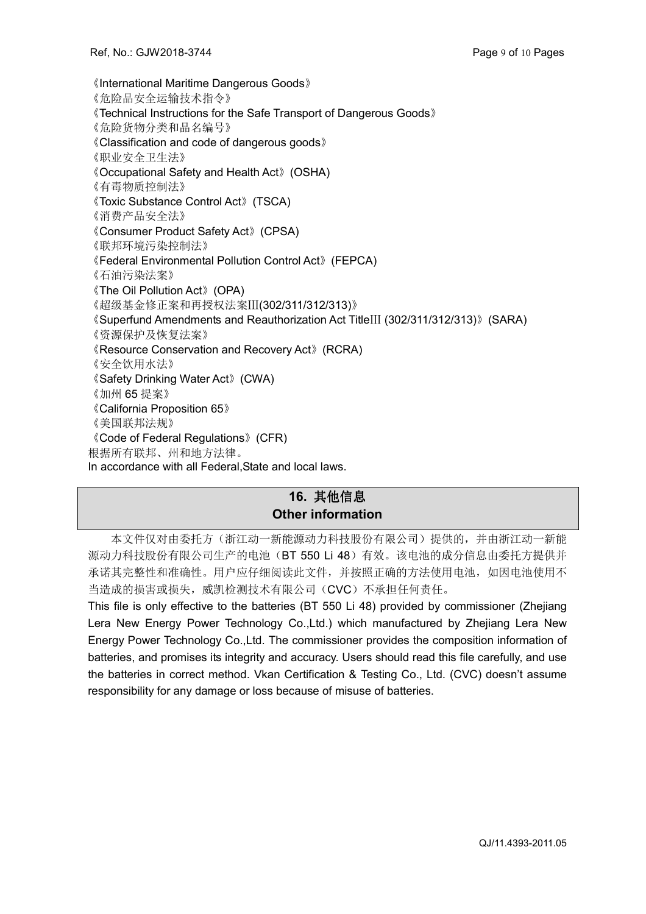《International Maritime Dangerous Goods》

《危险品安全运输技术指令》

《Technical Instructions for the Safe Transport of Dangerous Goods》

《危险货物分类和品名编号》

《Classification and code of dangerous goods》

《职业安全卫生法》

《Occupational Safety and Health Act》(OSHA)

《有毒物质控制法》

《Toxic Substance Control Act》(TSCA)

《消费产品安全法》

《Consumer Product Safety Act》(CPSA)

《联邦环境污染控制法》

《Federal Environmental Pollution Control Act》(FEPCA)

《石油污染法案》

《The Oil Pollution Act》(OPA)

《超级基金修正案和再授权法案III(302/311/312/313)》

《Superfund Amendments and Reauthorization Act TitleIII (302/311/312/313)》(SARA)

《资源保护及恢复法案》

《Resource Conservation and Recovery Act》(RCRA)

《安全饮用水法》

《Safety Drinking Water Act》(CWA)

《加州 65 提案》

《California Proposition 65》

《美国联邦法规》

《Code of Federal Regulations》(CFR)

根据所有联邦、州和地方法律。

In accordance with all Federal,State and local laws.

## 16. 其他信息
## Other information

本文件仅对由委托方（浙江动一新能源动力科技股份有限公司）提供的，并由浙江动一新能源动力科技股份有限公司生产的电池（BT 550 Li 48）有效。该电池的成分信息由委托方提供并承诺其完整性和准确性。用户应仔细阅读此文件，并按照正确的方法使用电池，如因电池使用不当造成的损害或损失，威凯检测技术有限公司（CVC）不承担任何责任。

This file is only effective to the batteries (BT 550 Li 48) provided by commissioner (Zhejiang Lera New Energy Power Technology Co.,Ltd.) which manufactured by Zhejiang Lera New Energy Power Technology Co.,Ltd. The commissioner provides the composition information of batteries, and promises its integrity and accuracy. Users should read this file carefully, and use the batteries in correct method. Vkan Certification & Testing Co., Ltd. (CVC) doesn't assume responsibility for any damage or loss because of misuse of batteries.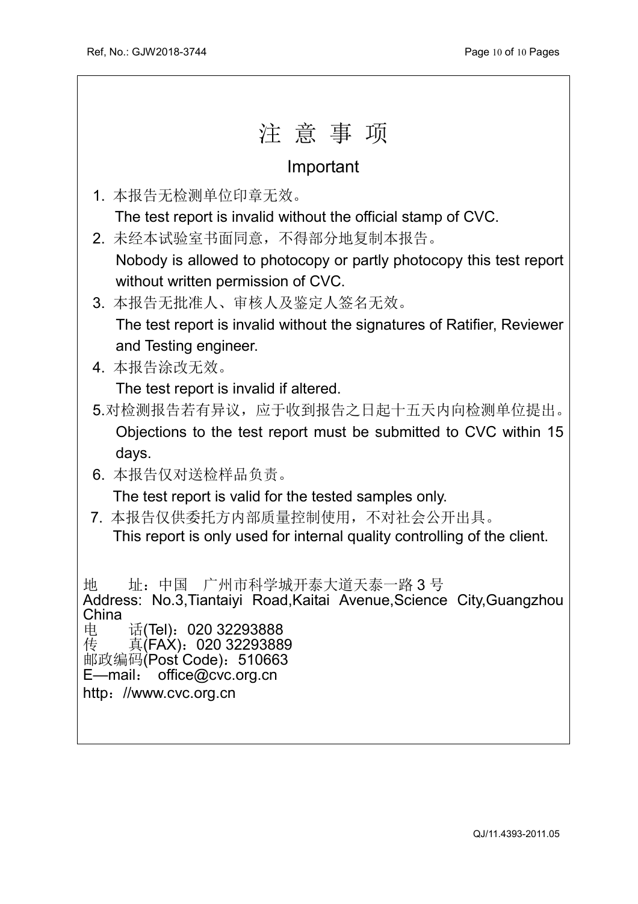# 注 意 事 项

## Important

1. 本报告无检测单位印章无效。
   The test report is invalid without the official stamp of CVC.
2. 未经本试验室书面同意，不得部分地复制本报告。
   Nobody is allowed to photocopy or partly photocopy this test report without written permission of CVC.
3. 本报告无批准人、审核人及鉴定人签名无效。
   The test report is invalid without the signatures of Ratifier, Reviewer and Testing engineer.
4. 本报告涂改无效。
   The test report is invalid if altered.
5. 对检测报告若有异议，应于收到报告之日起十五天内向检测单位提出。
   Objections to the test report must be submitted to CVC within 15 days.
6. 本报告仅对送检样品负责。
   The test report is valid for the tested samples only.
7. 本报告仅供委托方内部质量控制使用，不对社会公开出具。
   This report is only used for internal quality controlling of the client.

地　　址：中国　广州市科学城开泰大道天泰一路 3 号
Address: No.3,Tiantaiyi Road,Kaitai Avenue,Science City,Guangzhou China
电　　话(Tel)：020 32293888
传　　真(FAX)：020 32293889
邮政编码(Post Code)：510663
E—mail： office@cvc.org.cn
http：//www.cvc.org.cn

QJ/11.4393-2011.05